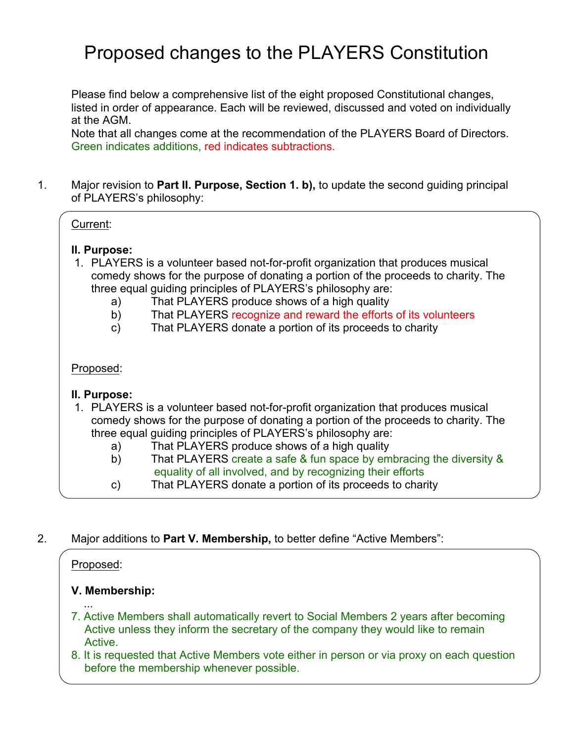# Proposed changes to the PLAYERS Constitution

Please find below a comprehensive list of the eight proposed Constitutional changes, listed in order of appearance. Each will be reviewed, discussed and voted on individually at the AGM.
Note that all changes come at the recommendation of the PLAYERS Board of Directors.
Green indicates additions, red indicates subtractions.

1. Major revision to **Part II. Purpose, Section 1. b),** to update the second guiding principal of PLAYERS's philosophy:

> Current:
>
> **II. Purpose:**
>
> 1. PLAYERS is a volunteer based not-for-profit organization that produces musical comedy shows for the purpose of donating a portion of the proceeds to charity. The three equal guiding principles of PLAYERS's philosophy are:
>     a) That PLAYERS produce shows of a high quality
>     b) That PLAYERS recognize and reward the efforts of its volunteers
>     c) That PLAYERS donate a portion of its proceeds to charity
>
> Proposed:
>
> **II. Purpose:**
>
> 1. PLAYERS is a volunteer based not-for-profit organization that produces musical comedy shows for the purpose of donating a portion of the proceeds to charity. The three equal guiding principles of PLAYERS's philosophy are:
>     a) That PLAYERS produce shows of a high quality
>     b) That PLAYERS create a safe & fun space by embracing the diversity & equality of all involved, and by recognizing their efforts
>     c) That PLAYERS donate a portion of its proceeds to charity

2. Major additions to **Part V. Membership,** to better define "Active Members":

> Proposed:
>
> **V. Membership:**
>
> ...
>
> 7. Active Members shall automatically revert to Social Members 2 years after becoming Active unless they inform the secretary of the company they would like to remain Active.
> 8. It is requested that Active Members vote either in person or via proxy on each question before the membership whenever possible.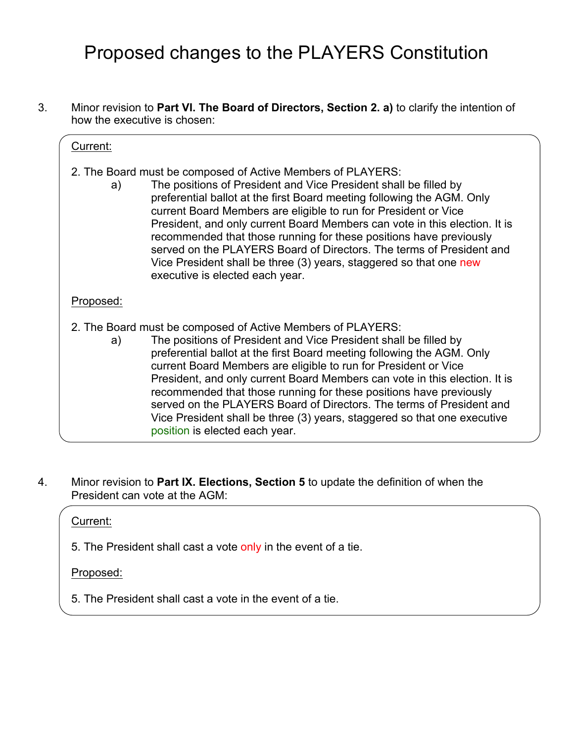# Proposed changes to the PLAYERS Constitution

3. Minor revision to **Part VI. The Board of Directors, Section 2. a)** to clarify the intention of how the executive is chosen:

<u>Current:</u>

2. The Board must be composed of Active Members of PLAYERS:

   a) The positions of President and Vice President shall be filled by preferential ballot at the first Board meeting following the AGM. Only current Board Members are eligible to run for President or Vice President, and only current Board Members can vote in this election. It is recommended that those running for these positions have previously served on the PLAYERS Board of Directors. The terms of President and Vice President shall be three (3) years, staggered so that one new executive is elected each year.

<u>Proposed:</u>

2. The Board must be composed of Active Members of PLAYERS:

   a) The positions of President and Vice President shall be filled by preferential ballot at the first Board meeting following the AGM. Only current Board Members are eligible to run for President or Vice President, and only current Board Members can vote in this election. It is recommended that those running for these positions have previously served on the PLAYERS Board of Directors. The terms of President and Vice President shall be three (3) years, staggered so that one executive position is elected each year.

4. Minor revision to **Part IX. Elections, Section 5** to update the definition of when the President can vote at the AGM:

<u>Current:</u>

5. The President shall cast a vote only in the event of a tie.

<u>Proposed:</u>

5. The President shall cast a vote in the event of a tie.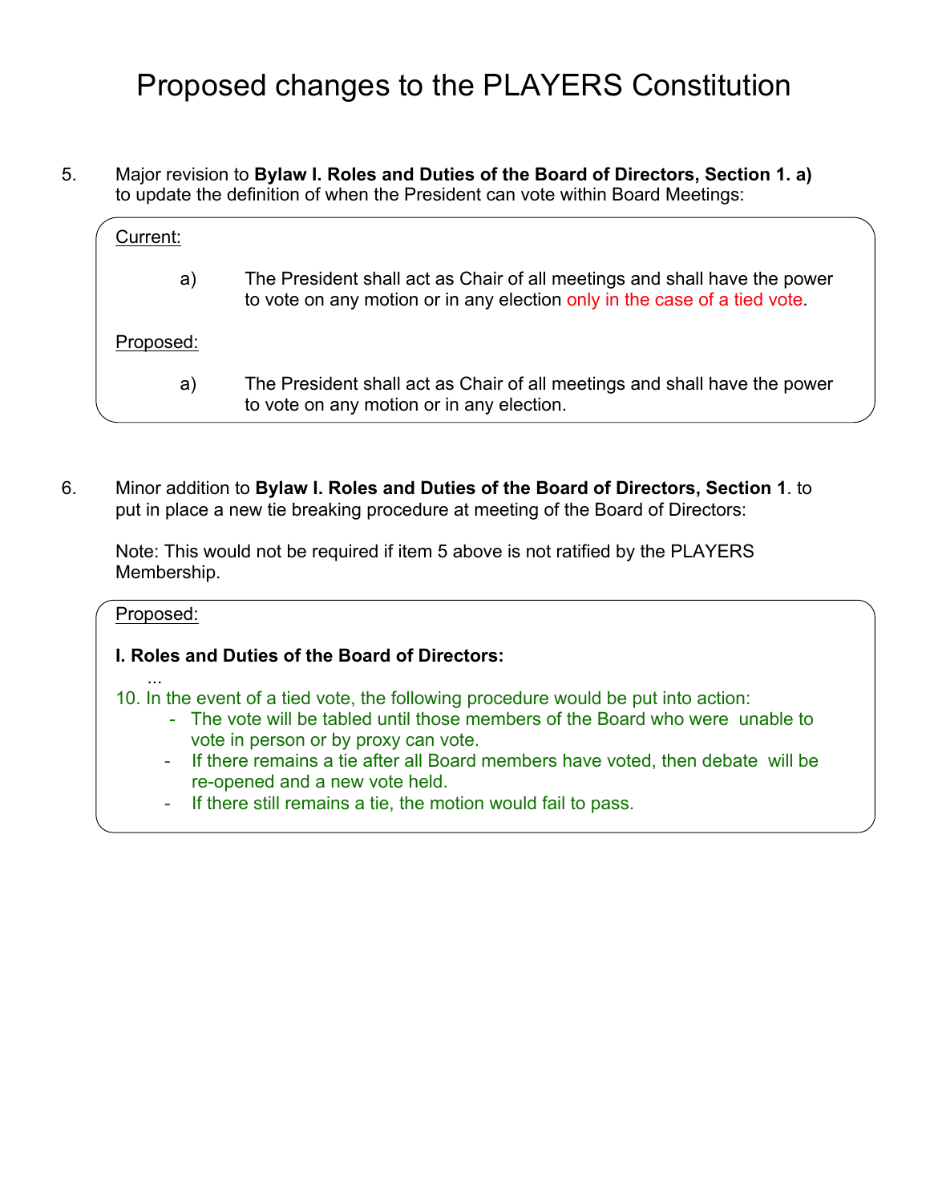# Proposed changes to the PLAYERS Constitution

5. Major revision to **Bylaw I. Roles and Duties of the Board of Directors, Section 1. a)** to update the definition of when the President can vote within Board Meetings:

> Current:
>
> a) The President shall act as Chair of all meetings and shall have the power to vote on any motion or in any election only in the case of a tied vote.
>
> Proposed:
>
> a) The President shall act as Chair of all meetings and shall have the power to vote on any motion or in any election.

6. Minor addition to **Bylaw I. Roles and Duties of the Board of Directors, Section 1**. to put in place a new tie breaking procedure at meeting of the Board of Directors:

   Note: This would not be required if item 5 above is not ratified by the PLAYERS Membership.

> Proposed:
>
> **I. Roles and Duties of the Board of Directors:**
>
> ...
>
> 10. In the event of a tied vote, the following procedure would be put into action:
>     - The vote will be tabled until those members of the Board who were unable to vote in person or by proxy can vote.
>     - If there remains a tie after all Board members have voted, then debate will be re-opened and a new vote held.
>     - If there still remains a tie, the motion would fail to pass.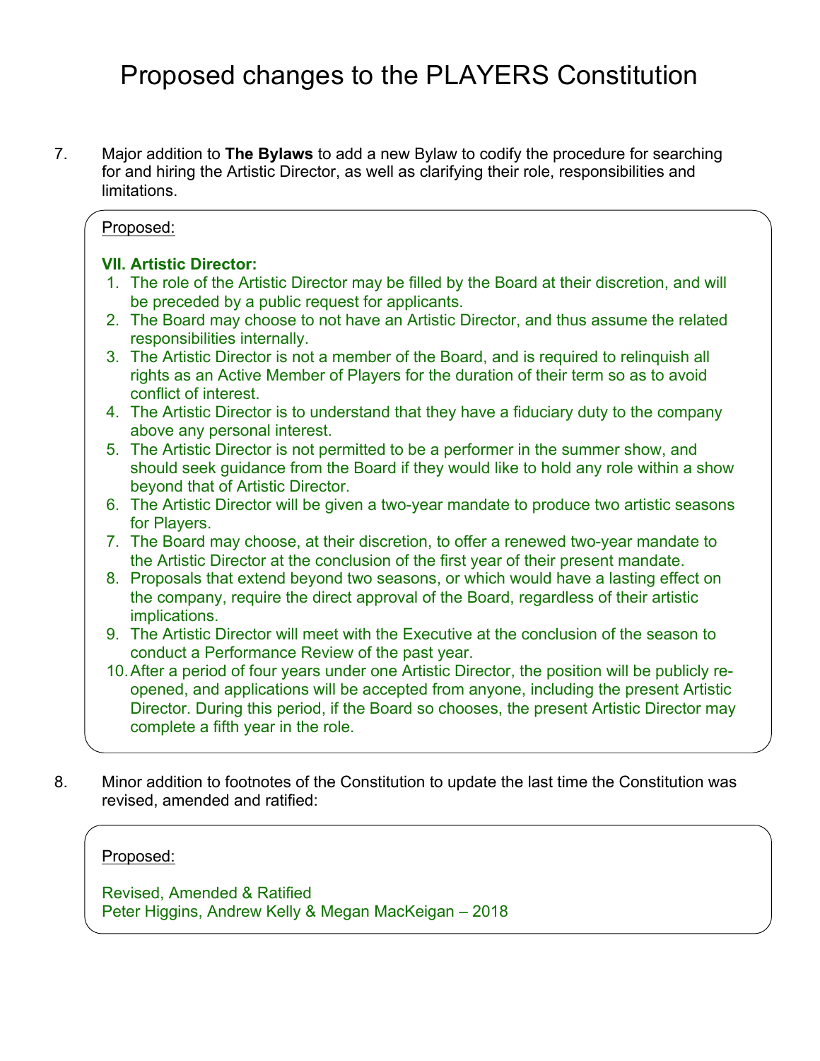# Proposed changes to the PLAYERS Constitution

7. Major addition to **The Bylaws** to add a new Bylaw to codify the procedure for searching for and hiring the Artistic Director, as well as clarifying their role, responsibilities and limitations.

Proposed:

**VII. Artistic Director:**

1. The role of the Artistic Director may be filled by the Board at their discretion, and will be preceded by a public request for applicants.
2. The Board may choose to not have an Artistic Director, and thus assume the related responsibilities internally.
3. The Artistic Director is not a member of the Board, and is required to relinquish all rights as an Active Member of Players for the duration of their term so as to avoid conflict of interest.
4. The Artistic Director is to understand that they have a fiduciary duty to the company above any personal interest.
5. The Artistic Director is not permitted to be a performer in the summer show, and should seek guidance from the Board if they would like to hold any role within a show beyond that of Artistic Director.
6. The Artistic Director will be given a two-year mandate to produce two artistic seasons for Players.
7. The Board may choose, at their discretion, to offer a renewed two-year mandate to the Artistic Director at the conclusion of the first year of their present mandate.
8. Proposals that extend beyond two seasons, or which would have a lasting effect on the company, require the direct approval of the Board, regardless of their artistic implications.
9. The Artistic Director will meet with the Executive at the conclusion of the season to conduct a Performance Review of the past year.
10. After a period of four years under one Artistic Director, the position will be publicly re-opened, and applications will be accepted from anyone, including the present Artistic Director. During this period, if the Board so chooses, the present Artistic Director may complete a fifth year in the role.

8. Minor addition to footnotes of the Constitution to update the last time the Constitution was revised, amended and ratified:

Proposed:

Revised, Amended & Ratified
Peter Higgins, Andrew Kelly & Megan MacKeigan – 2018